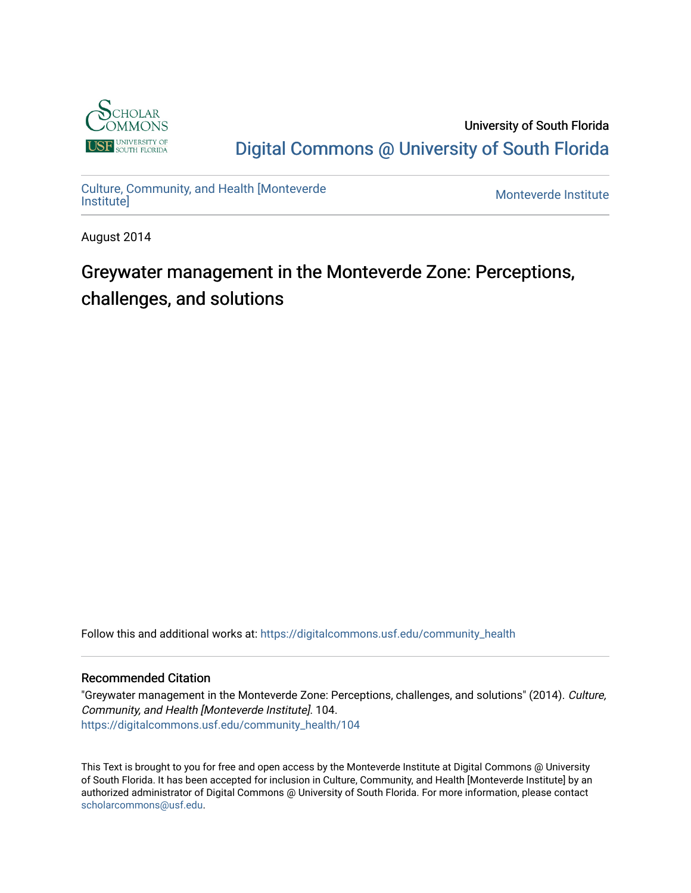University of South Florida

Digital Commons @ University of South Florida

Culture, Community, and Health [Monteverde Institute]

Monteverde Institute

August 2014

# Greywater management in the Monteverde Zone: Perceptions, challenges, and solutions

Follow this and additional works at: https://digitalcommons.usf.edu/community_health

## Recommended Citation

"Greywater management in the Monteverde Zone: Perceptions, challenges, and solutions" (2014). *Culture, Community, and Health [Monteverde Institute]*. 104.
https://digitalcommons.usf.edu/community_health/104

This Text is brought to you for free and open access by the Monteverde Institute at Digital Commons @ University of South Florida. It has been accepted for inclusion in Culture, Community, and Health [Monteverde Institute] by an authorized administrator of Digital Commons @ University of South Florida. For more information, please contact scholarcommons@usf.edu.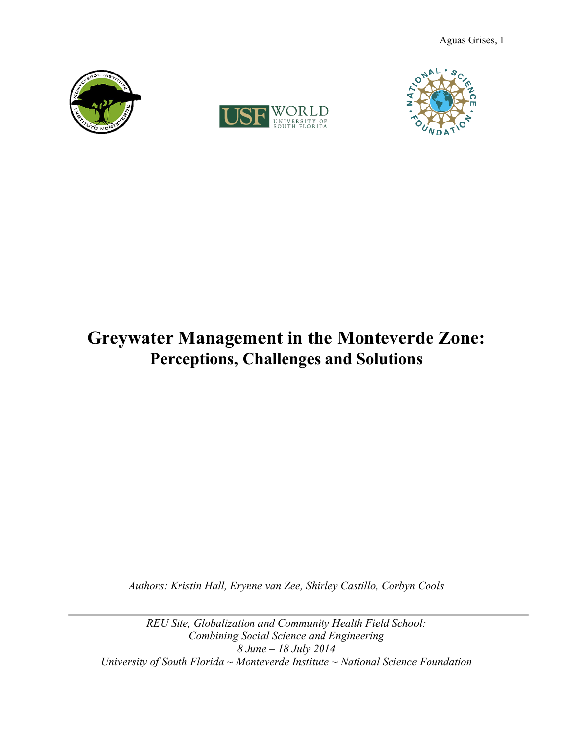# Greywater Management in the Monteverde Zone:

## Perceptions, Challenges and Solutions

*Authors: Kristin Hall, Erynne van Zee, Shirley Castillo, Corbyn Cools*

---

*REU Site, Globalization and Community Health Field School:*
*Combining Social Science and Engineering*
*8 June – 18 July 2014*
*University of South Florida ~ Monteverde Institute ~ National Science Foundation*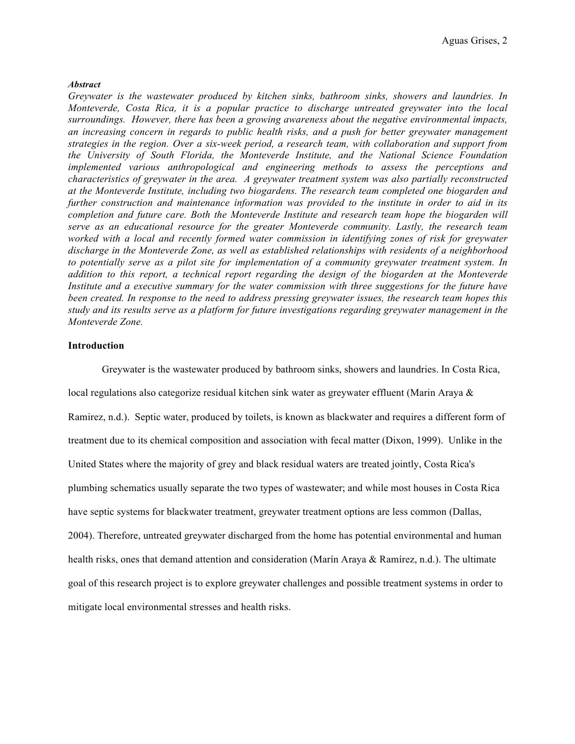***Abstract***

*Greywater is the wastewater produced by kitchen sinks, bathroom sinks, showers and laundries. In Monteverde, Costa Rica, it is a popular practice to discharge untreated greywater into the local surroundings. However, there has been a growing awareness about the negative environmental impacts, an increasing concern in regards to public health risks, and a push for better greywater management strategies in the region. Over a six-week period, a research team, with collaboration and support from the University of South Florida, the Monteverde Institute, and the National Science Foundation implemented various anthropological and engineering methods to assess the perceptions and characteristics of greywater in the area. A greywater treatment system was also partially reconstructed at the Monteverde Institute, including two biogardens. The research team completed one biogarden and further construction and maintenance information was provided to the institute in order to aid in its completion and future care. Both the Monteverde Institute and research team hope the biogarden will serve as an educational resource for the greater Monteverde community. Lastly, the research team worked with a local and recently formed water commission in identifying zones of risk for greywater discharge in the Monteverde Zone, as well as established relationships with residents of a neighborhood to potentially serve as a pilot site for implementation of a community greywater treatment system. In addition to this report, a technical report regarding the design of the biogarden at the Monteverde Institute and a executive summary for the water commission with three suggestions for the future have been created. In response to the need to address pressing greywater issues, the research team hopes this study and its results serve as a platform for future investigations regarding greywater management in the Monteverde Zone.*

**Introduction**

Greywater is the wastewater produced by bathroom sinks, showers and laundries. In Costa Rica, local regulations also categorize residual kitchen sink water as greywater effluent (Marin Araya & Ramirez, n.d.). Septic water, produced by toilets, is known as blackwater and requires a different form of treatment due to its chemical composition and association with fecal matter (Dixon, 1999). Unlike in the United States where the majority of grey and black residual waters are treated jointly, Costa Rica's plumbing schematics usually separate the two types of wastewater; and while most houses in Costa Rica have septic systems for blackwater treatment, greywater treatment options are less common (Dallas, 2004). Therefore, untreated greywater discharged from the home has potential environmental and human health risks, ones that demand attention and consideration (Marín Araya & Ramírez, n.d.). The ultimate goal of this research project is to explore greywater challenges and possible treatment systems in order to mitigate local environmental stresses and health risks.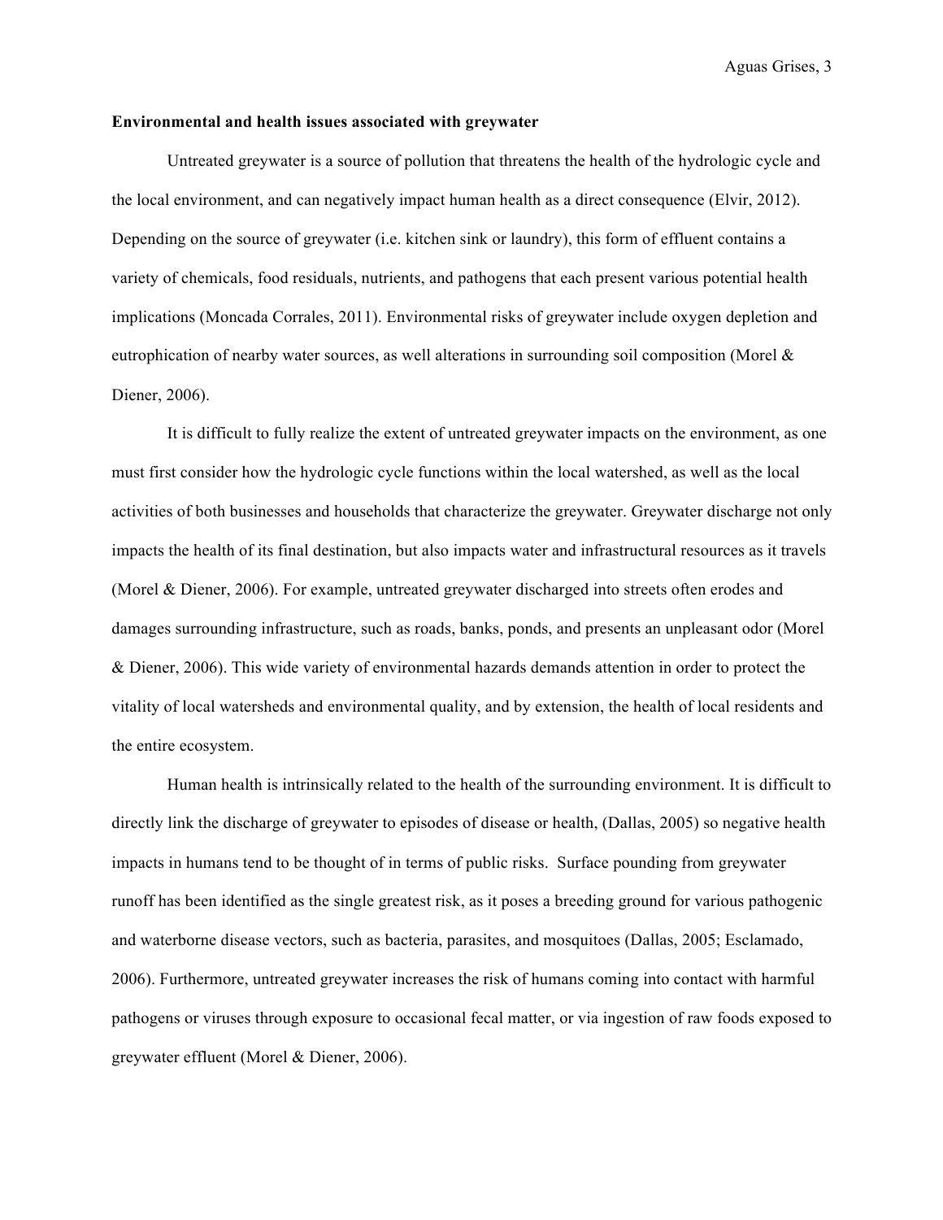**Environmental and health issues associated with greywater**

Untreated greywater is a source of pollution that threatens the health of the hydrologic cycle and the local environment, and can negatively impact human health as a direct consequence (Elvir, 2012). Depending on the source of greywater (i.e. kitchen sink or laundry), this form of effluent contains a variety of chemicals, food residuals, nutrients, and pathogens that each present various potential health implications (Moncada Corrales, 2011). Environmental risks of greywater include oxygen depletion and eutrophication of nearby water sources, as well alterations in surrounding soil composition (Morel & Diener, 2006).

It is difficult to fully realize the extent of untreated greywater impacts on the environment, as one must first consider how the hydrologic cycle functions within the local watershed, as well as the local activities of both businesses and households that characterize the greywater. Greywater discharge not only impacts the health of its final destination, but also impacts water and infrastructural resources as it travels (Morel & Diener, 2006). For example, untreated greywater discharged into streets often erodes and damages surrounding infrastructure, such as roads, banks, ponds, and presents an unpleasant odor (Morel & Diener, 2006). This wide variety of environmental hazards demands attention in order to protect the vitality of local watersheds and environmental quality, and by extension, the health of local residents and the entire ecosystem.

Human health is intrinsically related to the health of the surrounding environment. It is difficult to directly link the discharge of greywater to episodes of disease or health, (Dallas, 2005) so negative health impacts in humans tend to be thought of in terms of public risks. Surface pounding from greywater runoff has been identified as the single greatest risk, as it poses a breeding ground for various pathogenic and waterborne disease vectors, such as bacteria, parasites, and mosquitoes (Dallas, 2005; Esclamado, 2006). Furthermore, untreated greywater increases the risk of humans coming into contact with harmful pathogens or viruses through exposure to occasional fecal matter, or via ingestion of raw foods exposed to greywater effluent (Morel & Diener, 2006).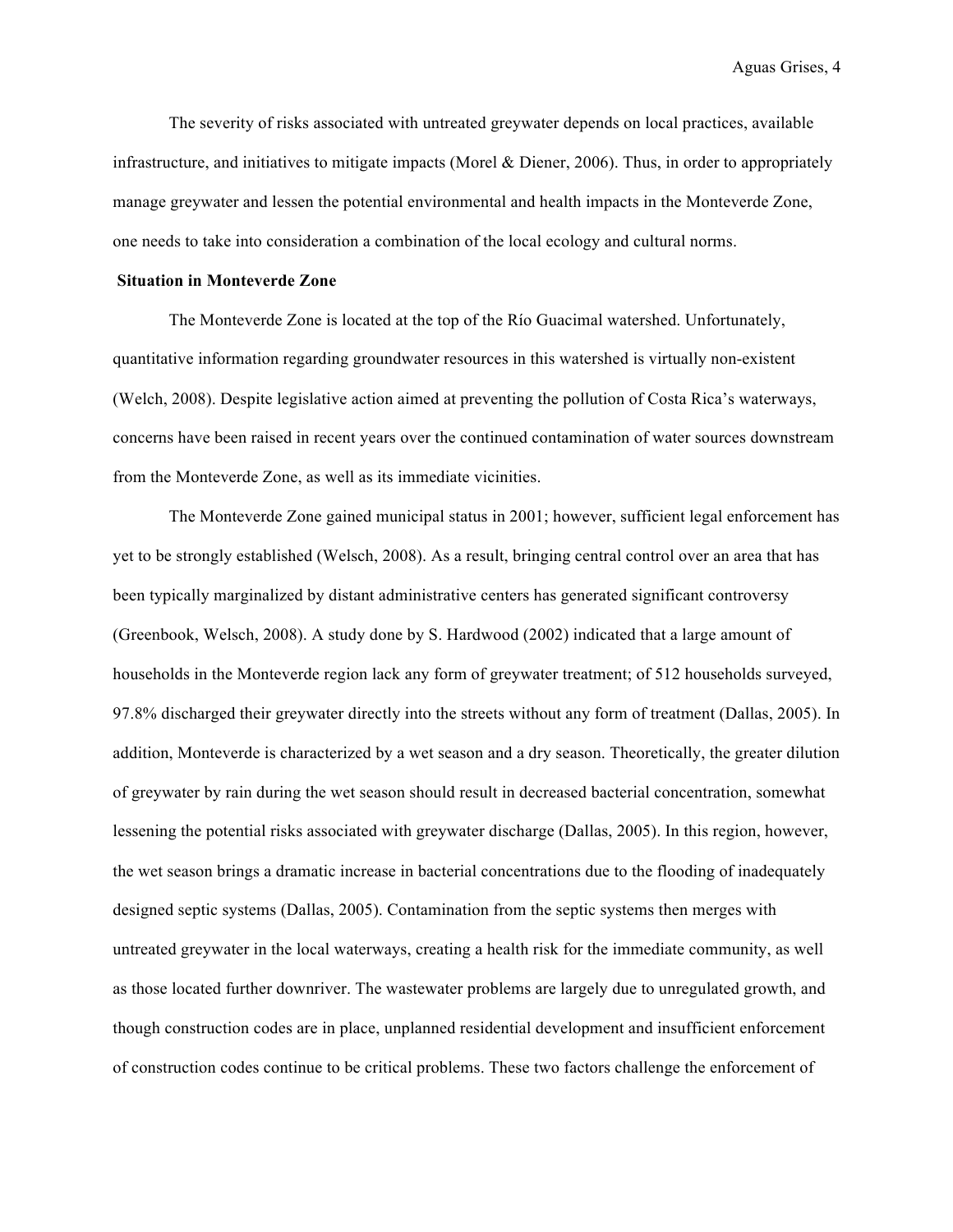The severity of risks associated with untreated greywater depends on local practices, available infrastructure, and initiatives to mitigate impacts (Morel & Diener, 2006). Thus, in order to appropriately manage greywater and lessen the potential environmental and health impacts in the Monteverde Zone, one needs to take into consideration a combination of the local ecology and cultural norms.

### Situation in Monteverde Zone

The Monteverde Zone is located at the top of the Río Guacimal watershed. Unfortunately, quantitative information regarding groundwater resources in this watershed is virtually non-existent (Welch, 2008). Despite legislative action aimed at preventing the pollution of Costa Rica's waterways, concerns have been raised in recent years over the continued contamination of water sources downstream from the Monteverde Zone, as well as its immediate vicinities.

The Monteverde Zone gained municipal status in 2001; however, sufficient legal enforcement has yet to be strongly established (Welsch, 2008). As a result, bringing central control over an area that has been typically marginalized by distant administrative centers has generated significant controversy (Greenbook, Welsch, 2008). A study done by S. Hardwood (2002) indicated that a large amount of households in the Monteverde region lack any form of greywater treatment; of 512 households surveyed, 97.8% discharged their greywater directly into the streets without any form of treatment (Dallas, 2005). In addition, Monteverde is characterized by a wet season and a dry season. Theoretically, the greater dilution of greywater by rain during the wet season should result in decreased bacterial concentration, somewhat lessening the potential risks associated with greywater discharge (Dallas, 2005). In this region, however, the wet season brings a dramatic increase in bacterial concentrations due to the flooding of inadequately designed septic systems (Dallas, 2005). Contamination from the septic systems then merges with untreated greywater in the local waterways, creating a health risk for the immediate community, as well as those located further downriver. The wastewater problems are largely due to unregulated growth, and though construction codes are in place, unplanned residential development and insufficient enforcement of construction codes continue to be critical problems. These two factors challenge the enforcement of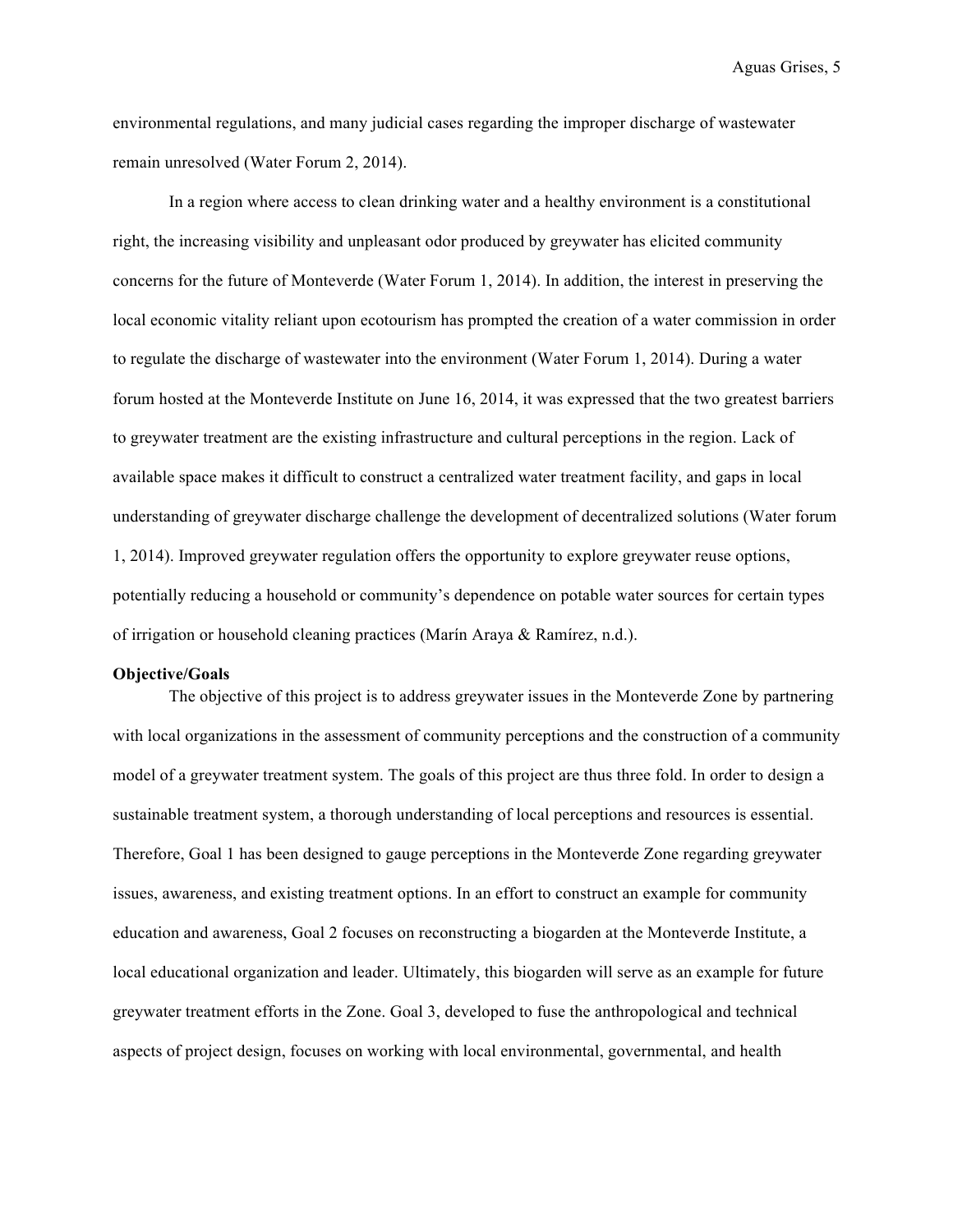environmental regulations, and many judicial cases regarding the improper discharge of wastewater remain unresolved (Water Forum 2, 2014).

In a region where access to clean drinking water and a healthy environment is a constitutional right, the increasing visibility and unpleasant odor produced by greywater has elicited community concerns for the future of Monteverde (Water Forum 1, 2014). In addition, the interest in preserving the local economic vitality reliant upon ecotourism has prompted the creation of a water commission in order to regulate the discharge of wastewater into the environment (Water Forum 1, 2014). During a water forum hosted at the Monteverde Institute on June 16, 2014, it was expressed that the two greatest barriers to greywater treatment are the existing infrastructure and cultural perceptions in the region. Lack of available space makes it difficult to construct a centralized water treatment facility, and gaps in local understanding of greywater discharge challenge the development of decentralized solutions (Water forum 1, 2014). Improved greywater regulation offers the opportunity to explore greywater reuse options, potentially reducing a household or community's dependence on potable water sources for certain types of irrigation or household cleaning practices (Marín Araya & Ramírez, n.d.).

**Objective/Goals**

The objective of this project is to address greywater issues in the Monteverde Zone by partnering with local organizations in the assessment of community perceptions and the construction of a community model of a greywater treatment system. The goals of this project are thus three fold. In order to design a sustainable treatment system, a thorough understanding of local perceptions and resources is essential. Therefore, Goal 1 has been designed to gauge perceptions in the Monteverde Zone regarding greywater issues, awareness, and existing treatment options. In an effort to construct an example for community education and awareness, Goal 2 focuses on reconstructing a biogarden at the Monteverde Institute, a local educational organization and leader. Ultimately, this biogarden will serve as an example for future greywater treatment efforts in the Zone. Goal 3, developed to fuse the anthropological and technical aspects of project design, focuses on working with local environmental, governmental, and health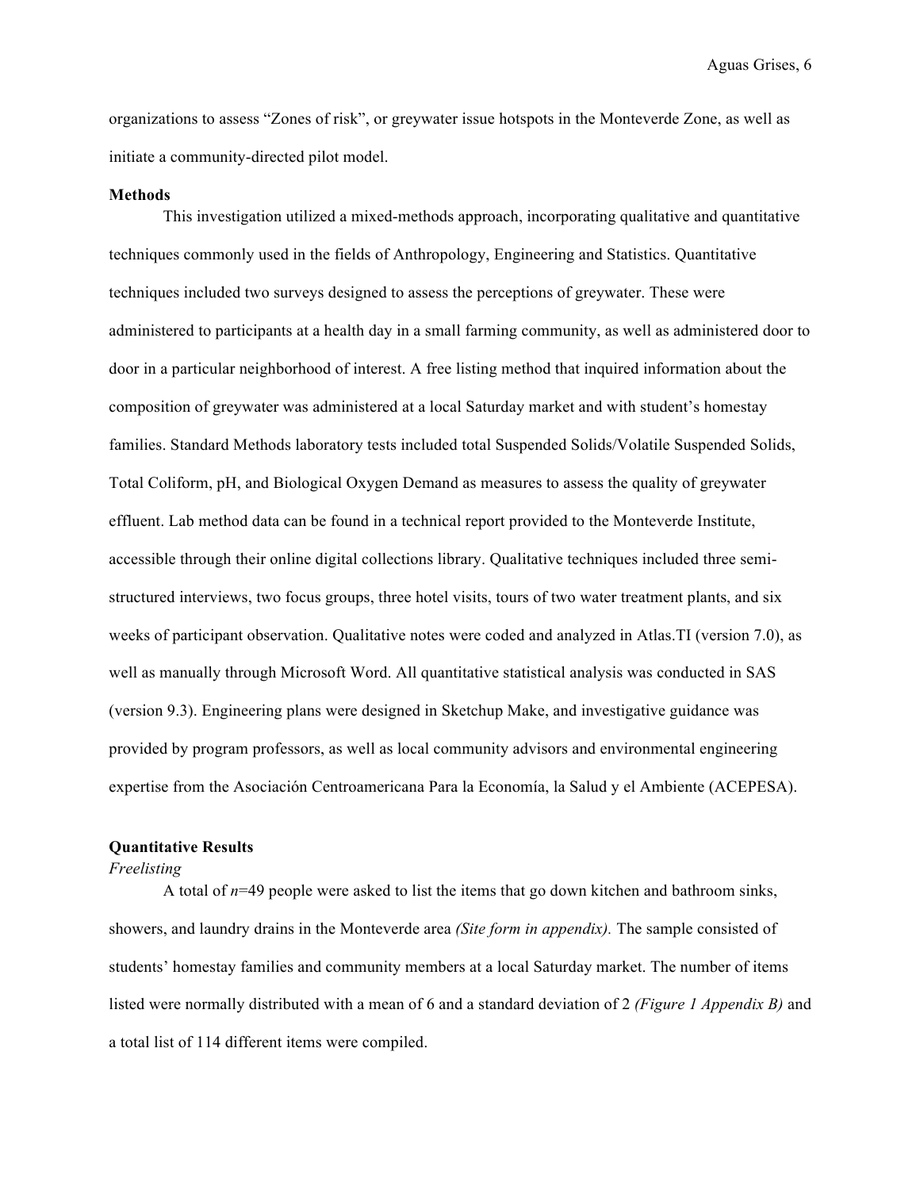organizations to assess "Zones of risk", or greywater issue hotspots in the Monteverde Zone, as well as initiate a community-directed pilot model.

**Methods**

This investigation utilized a mixed-methods approach, incorporating qualitative and quantitative techniques commonly used in the fields of Anthropology, Engineering and Statistics. Quantitative techniques included two surveys designed to assess the perceptions of greywater. These were administered to participants at a health day in a small farming community, as well as administered door to door in a particular neighborhood of interest. A free listing method that inquired information about the composition of greywater was administered at a local Saturday market and with student's homestay families. Standard Methods laboratory tests included total Suspended Solids/Volatile Suspended Solids, Total Coliform, pH, and Biological Oxygen Demand as measures to assess the quality of greywater effluent. Lab method data can be found in a technical report provided to the Monteverde Institute, accessible through their online digital collections library. Qualitative techniques included three semi-structured interviews, two focus groups, three hotel visits, tours of two water treatment plants, and six weeks of participant observation. Qualitative notes were coded and analyzed in Atlas.TI (version 7.0), as well as manually through Microsoft Word. All quantitative statistical analysis was conducted in SAS (version 9.3). Engineering plans were designed in Sketchup Make, and investigative guidance was provided by program professors, as well as local community advisors and environmental engineering expertise from the Asociación Centroamericana Para la Economía, la Salud y el Ambiente (ACEPESA).

**Quantitative Results**

*Freelisting*

A total of $n$=49 people were asked to list the items that go down kitchen and bathroom sinks, showers, and laundry drains in the Monteverde area *(Site form in appendix).* The sample consisted of students' homestay families and community members at a local Saturday market. The number of items listed were normally distributed with a mean of 6 and a standard deviation of 2 *(Figure 1 Appendix B)* and a total list of 114 different items were compiled.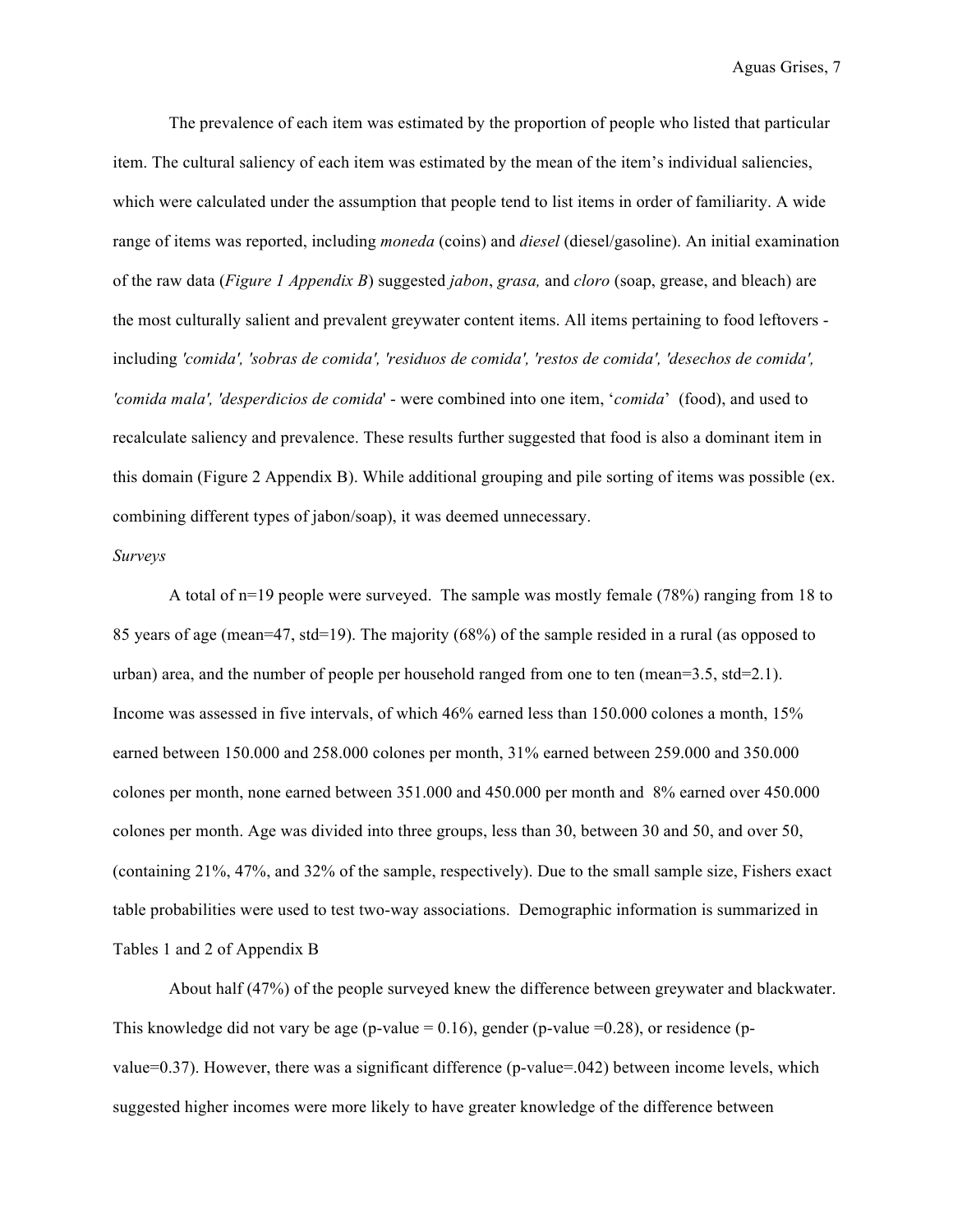The prevalence of each item was estimated by the proportion of people who listed that particular item. The cultural saliency of each item was estimated by the mean of the item's individual saliencies, which were calculated under the assumption that people tend to list items in order of familiarity. A wide range of items was reported, including *moneda* (coins) and *diesel* (diesel/gasoline). An initial examination of the raw data (*Figure 1 Appendix B*) suggested *jabon*, *grasa,* and *cloro* (soap, grease, and bleach) are the most culturally salient and prevalent greywater content items. All items pertaining to food leftovers - including *'comida', 'sobras de comida', 'residuos de comida', 'restos de comida', 'desechos de comida', 'comida mala', 'desperdicios de comida'* - were combined into one item, '*comida*' (food), and used to recalculate saliency and prevalence. These results further suggested that food is also a dominant item in this domain (Figure 2 Appendix B). While additional grouping and pile sorting of items was possible (ex. combining different types of jabon/soap), it was deemed unnecessary.

*Surveys*

A total of n=19 people were surveyed. The sample was mostly female (78%) ranging from 18 to 85 years of age (mean=47, std=19). The majority (68%) of the sample resided in a rural (as opposed to urban) area, and the number of people per household ranged from one to ten (mean=3.5, std=2.1). Income was assessed in five intervals, of which 46% earned less than 150.000 colones a month, 15% earned between 150.000 and 258.000 colones per month, 31% earned between 259.000 and 350.000 colones per month, none earned between 351.000 and 450.000 per month and 8% earned over 450.000 colones per month. Age was divided into three groups, less than 30, between 30 and 50, and over 50, (containing 21%, 47%, and 32% of the sample, respectively). Due to the small sample size, Fishers exact table probabilities were used to test two-way associations. Demographic information is summarized in Tables 1 and 2 of Appendix B

About half (47%) of the people surveyed knew the difference between greywater and blackwater. This knowledge did not vary be age (p-value = 0.16), gender (p-value =0.28), or residence (p-value=0.37). However, there was a significant difference (p-value=.042) between income levels, which suggested higher incomes were more likely to have greater knowledge of the difference between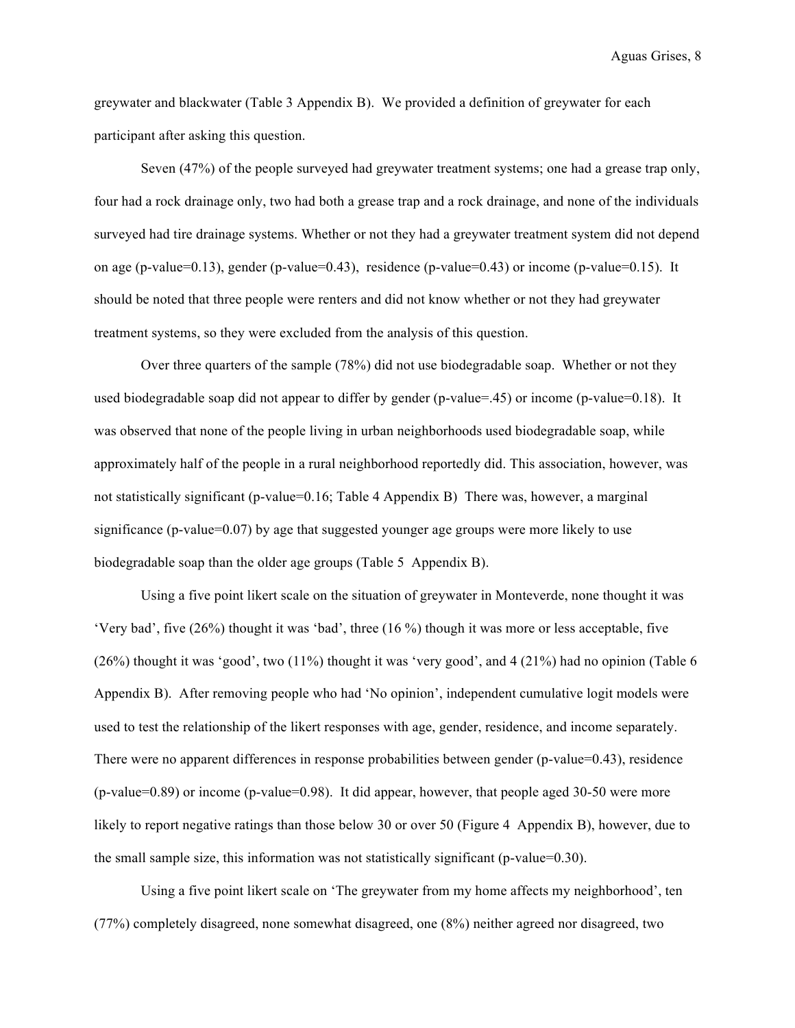greywater and blackwater (Table 3 Appendix B). We provided a definition of greywater for each participant after asking this question.

Seven (47%) of the people surveyed had greywater treatment systems; one had a grease trap only, four had a rock drainage only, two had both a grease trap and a rock drainage, and none of the individuals surveyed had tire drainage systems. Whether or not they had a greywater treatment system did not depend on age (p-value=0.13), gender (p-value=0.43), residence (p-value=0.43) or income (p-value=0.15). It should be noted that three people were renters and did not know whether or not they had greywater treatment systems, so they were excluded from the analysis of this question.

Over three quarters of the sample (78%) did not use biodegradable soap. Whether or not they used biodegradable soap did not appear to differ by gender (p-value=.45) or income (p-value=0.18). It was observed that none of the people living in urban neighborhoods used biodegradable soap, while approximately half of the people in a rural neighborhood reportedly did. This association, however, was not statistically significant (p-value=0.16; Table 4 Appendix B) There was, however, a marginal significance (p-value=0.07) by age that suggested younger age groups were more likely to use biodegradable soap than the older age groups (Table 5 Appendix B).

Using a five point likert scale on the situation of greywater in Monteverde, none thought it was 'Very bad', five (26%) thought it was 'bad', three (16 %) though it was more or less acceptable, five (26%) thought it was 'good', two (11%) thought it was 'very good', and 4 (21%) had no opinion (Table 6 Appendix B). After removing people who had 'No opinion', independent cumulative logit models were used to test the relationship of the likert responses with age, gender, residence, and income separately. There were no apparent differences in response probabilities between gender (p-value=0.43), residence (p-value=0.89) or income (p-value=0.98). It did appear, however, that people aged 30-50 were more likely to report negative ratings than those below 30 or over 50 (Figure 4 Appendix B), however, due to the small sample size, this information was not statistically significant (p-value=0.30).

Using a five point likert scale on 'The greywater from my home affects my neighborhood', ten (77%) completely disagreed, none somewhat disagreed, one (8%) neither agreed nor disagreed, two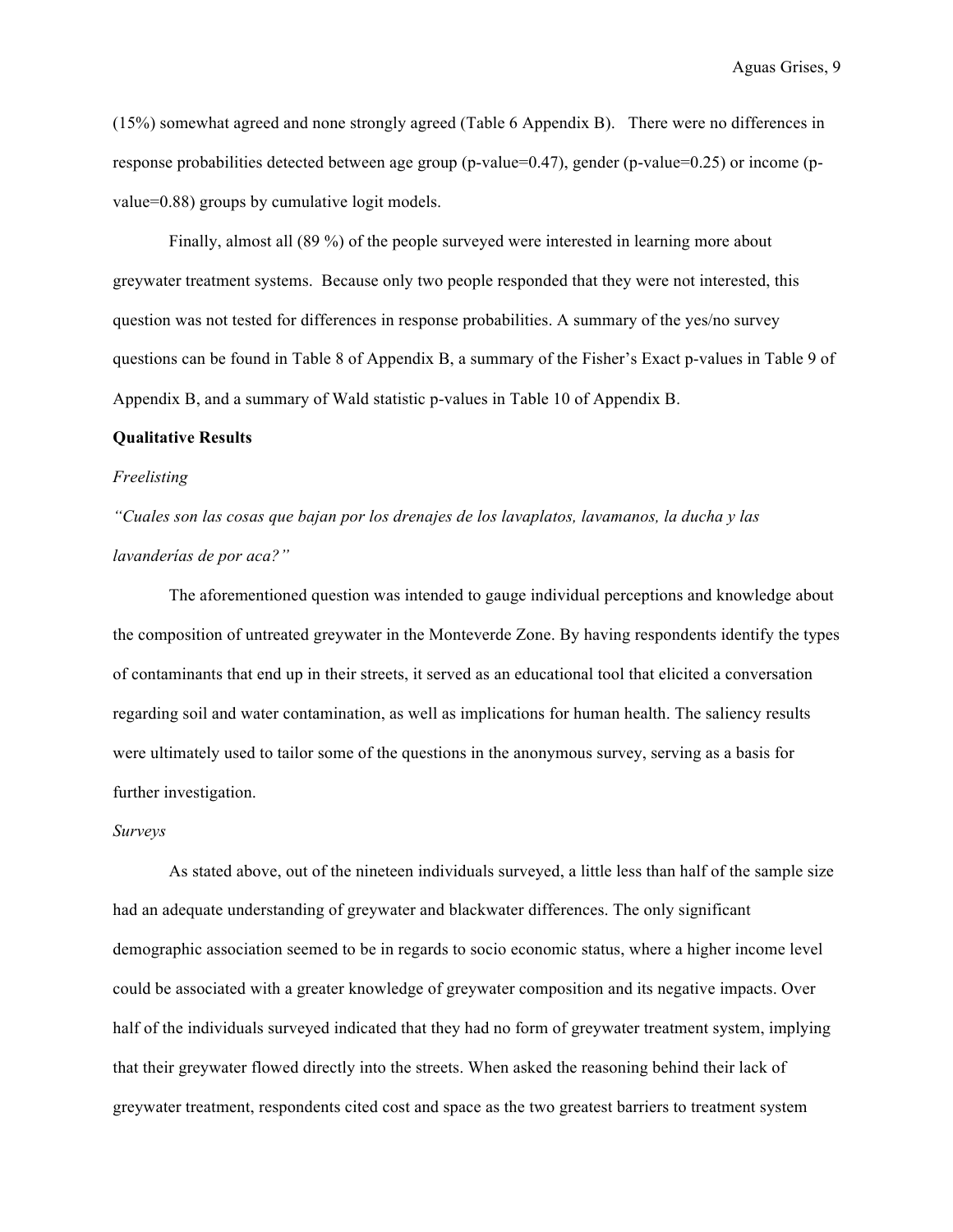(15%) somewhat agreed and none strongly agreed (Table 6 Appendix B). There were no differences in response probabilities detected between age group (p-value=0.47), gender (p-value=0.25) or income (p-value=0.88) groups by cumulative logit models.

Finally, almost all (89 %) of the people surveyed were interested in learning more about greywater treatment systems. Because only two people responded that they were not interested, this question was not tested for differences in response probabilities. A summary of the yes/no survey questions can be found in Table 8 of Appendix B, a summary of the Fisher's Exact p-values in Table 9 of Appendix B, and a summary of Wald statistic p-values in Table 10 of Appendix B.

**Qualitative Results**

*Freelisting*

*"Cuales son las cosas que bajan por los drenajes de los lavaplatos, lavamanos, la ducha y las lavanderías de por aca?"*

The aforementioned question was intended to gauge individual perceptions and knowledge about the composition of untreated greywater in the Monteverde Zone. By having respondents identify the types of contaminants that end up in their streets, it served as an educational tool that elicited a conversation regarding soil and water contamination, as well as implications for human health. The saliency results were ultimately used to tailor some of the questions in the anonymous survey, serving as a basis for further investigation.

*Surveys*

As stated above, out of the nineteen individuals surveyed, a little less than half of the sample size had an adequate understanding of greywater and blackwater differences. The only significant demographic association seemed to be in regards to socio economic status, where a higher income level could be associated with a greater knowledge of greywater composition and its negative impacts. Over half of the individuals surveyed indicated that they had no form of greywater treatment system, implying that their greywater flowed directly into the streets. When asked the reasoning behind their lack of greywater treatment, respondents cited cost and space as the two greatest barriers to treatment system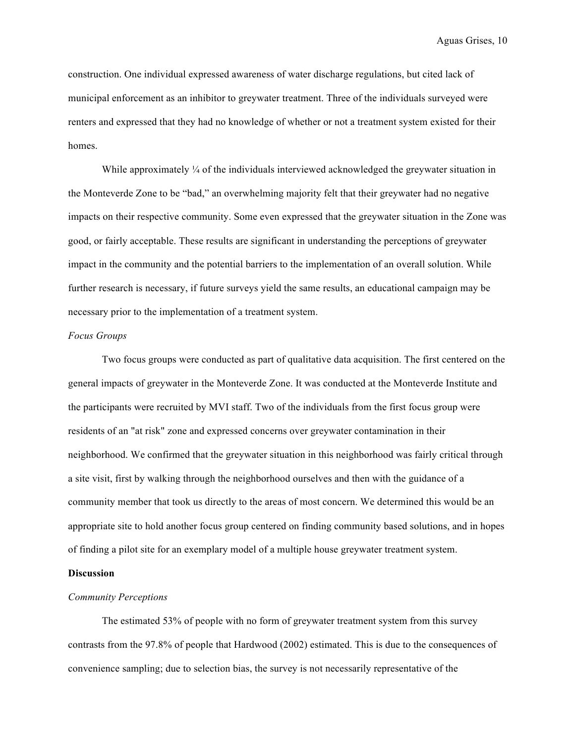construction. One individual expressed awareness of water discharge regulations, but cited lack of municipal enforcement as an inhibitor to greywater treatment. Three of the individuals surveyed were renters and expressed that they had no knowledge of whether or not a treatment system existed for their homes.

While approximately ¼ of the individuals interviewed acknowledged the greywater situation in the Monteverde Zone to be "bad," an overwhelming majority felt that their greywater had no negative impacts on their respective community. Some even expressed that the greywater situation in the Zone was good, or fairly acceptable. These results are significant in understanding the perceptions of greywater impact in the community and the potential barriers to the implementation of an overall solution. While further research is necessary, if future surveys yield the same results, an educational campaign may be necessary prior to the implementation of a treatment system.

*Focus Groups*

Two focus groups were conducted as part of qualitative data acquisition. The first centered on the general impacts of greywater in the Monteverde Zone. It was conducted at the Monteverde Institute and the participants were recruited by MVI staff. Two of the individuals from the first focus group were residents of an "at risk" zone and expressed concerns over greywater contamination in their neighborhood. We confirmed that the greywater situation in this neighborhood was fairly critical through a site visit, first by walking through the neighborhood ourselves and then with the guidance of a community member that took us directly to the areas of most concern. We determined this would be an appropriate site to hold another focus group centered on finding community based solutions, and in hopes of finding a pilot site for an exemplary model of a multiple house greywater treatment system.

**Discussion**

*Community Perceptions*

The estimated 53% of people with no form of greywater treatment system from this survey contrasts from the 97.8% of people that Hardwood (2002) estimated. This is due to the consequences of convenience sampling; due to selection bias, the survey is not necessarily representative of the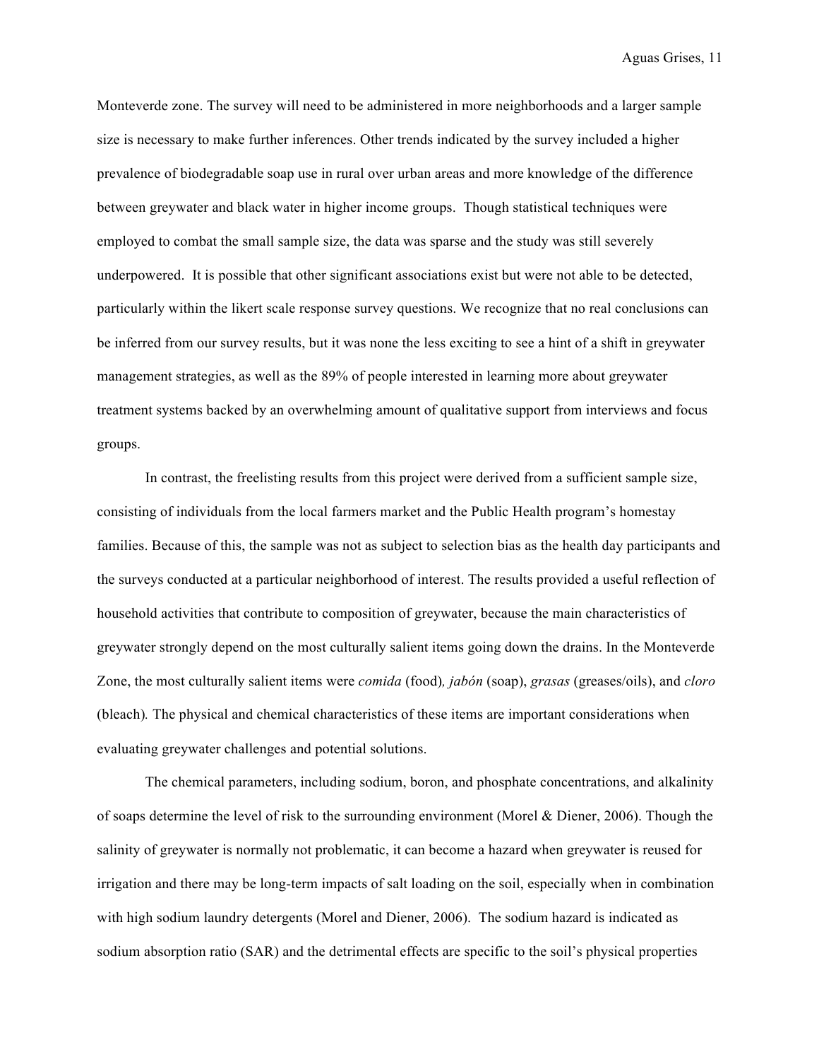Monteverde zone. The survey will need to be administered in more neighborhoods and a larger sample size is necessary to make further inferences. Other trends indicated by the survey included a higher prevalence of biodegradable soap use in rural over urban areas and more knowledge of the difference between greywater and black water in higher income groups. Though statistical techniques were employed to combat the small sample size, the data was sparse and the study was still severely underpowered. It is possible that other significant associations exist but were not able to be detected, particularly within the likert scale response survey questions. We recognize that no real conclusions can be inferred from our survey results, but it was none the less exciting to see a hint of a shift in greywater management strategies, as well as the 89% of people interested in learning more about greywater treatment systems backed by an overwhelming amount of qualitative support from interviews and focus groups.

In contrast, the freelisting results from this project were derived from a sufficient sample size, consisting of individuals from the local farmers market and the Public Health program's homestay families. Because of this, the sample was not as subject to selection bias as the health day participants and the surveys conducted at a particular neighborhood of interest. The results provided a useful reflection of household activities that contribute to composition of greywater, because the main characteristics of greywater strongly depend on the most culturally salient items going down the drains. In the Monteverde Zone, the most culturally salient items were *comida* (food)*, jabón* (soap), *grasas* (greases/oils), and *cloro* (bleach)*.* The physical and chemical characteristics of these items are important considerations when evaluating greywater challenges and potential solutions.

The chemical parameters, including sodium, boron, and phosphate concentrations, and alkalinity of soaps determine the level of risk to the surrounding environment (Morel & Diener, 2006). Though the salinity of greywater is normally not problematic, it can become a hazard when greywater is reused for irrigation and there may be long-term impacts of salt loading on the soil, especially when in combination with high sodium laundry detergents (Morel and Diener, 2006). The sodium hazard is indicated as sodium absorption ratio (SAR) and the detrimental effects are specific to the soil's physical properties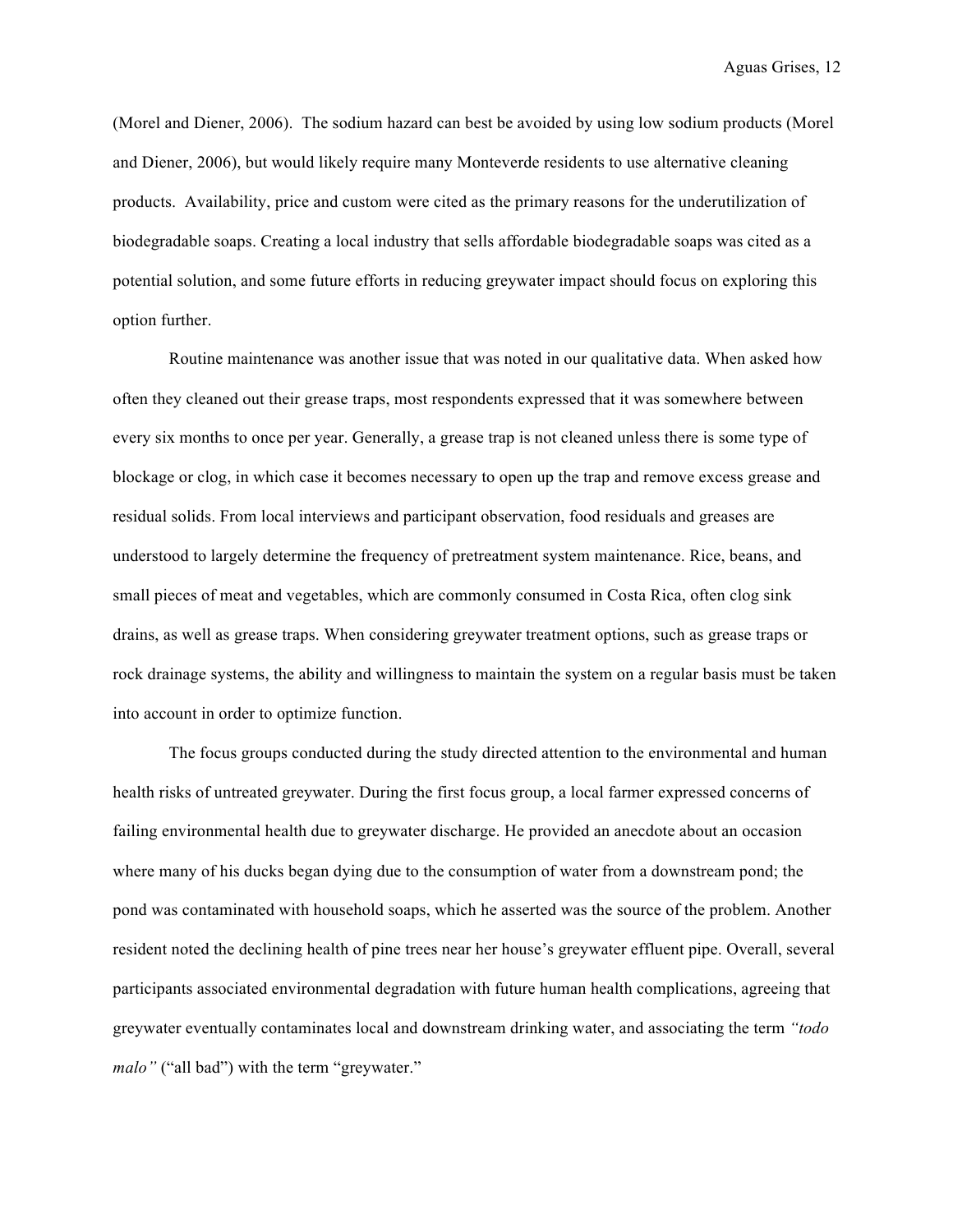(Morel and Diener, 2006). The sodium hazard can best be avoided by using low sodium products (Morel and Diener, 2006), but would likely require many Monteverde residents to use alternative cleaning products. Availability, price and custom were cited as the primary reasons for the underutilization of biodegradable soaps. Creating a local industry that sells affordable biodegradable soaps was cited as a potential solution, and some future efforts in reducing greywater impact should focus on exploring this option further.

Routine maintenance was another issue that was noted in our qualitative data. When asked how often they cleaned out their grease traps, most respondents expressed that it was somewhere between every six months to once per year. Generally, a grease trap is not cleaned unless there is some type of blockage or clog, in which case it becomes necessary to open up the trap and remove excess grease and residual solids. From local interviews and participant observation, food residuals and greases are understood to largely determine the frequency of pretreatment system maintenance. Rice, beans, and small pieces of meat and vegetables, which are commonly consumed in Costa Rica, often clog sink drains, as well as grease traps. When considering greywater treatment options, such as grease traps or rock drainage systems, the ability and willingness to maintain the system on a regular basis must be taken into account in order to optimize function.

The focus groups conducted during the study directed attention to the environmental and human health risks of untreated greywater. During the first focus group, a local farmer expressed concerns of failing environmental health due to greywater discharge. He provided an anecdote about an occasion where many of his ducks began dying due to the consumption of water from a downstream pond; the pond was contaminated with household soaps, which he asserted was the source of the problem. Another resident noted the declining health of pine trees near her house's greywater effluent pipe. Overall, several participants associated environmental degradation with future human health complications, agreeing that greywater eventually contaminates local and downstream drinking water, and associating the term *"todo malo"* ("all bad") with the term "greywater."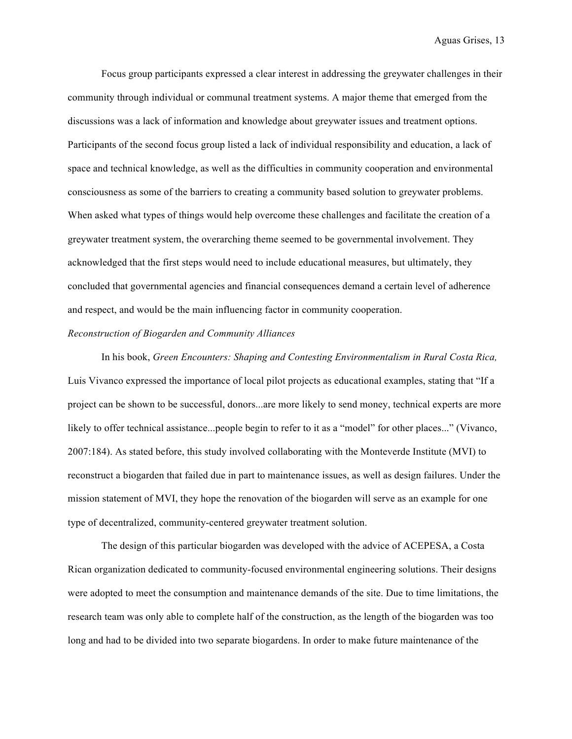Focus group participants expressed a clear interest in addressing the greywater challenges in their community through individual or communal treatment systems. A major theme that emerged from the discussions was a lack of information and knowledge about greywater issues and treatment options. Participants of the second focus group listed a lack of individual responsibility and education, a lack of space and technical knowledge, as well as the difficulties in community cooperation and environmental consciousness as some of the barriers to creating a community based solution to greywater problems. When asked what types of things would help overcome these challenges and facilitate the creation of a greywater treatment system, the overarching theme seemed to be governmental involvement. They acknowledged that the first steps would need to include educational measures, but ultimately, they concluded that governmental agencies and financial consequences demand a certain level of adherence and respect, and would be the main influencing factor in community cooperation.

*Reconstruction of Biogarden and Community Alliances*

In his book, *Green Encounters: Shaping and Contesting Environmentalism in Rural Costa Rica,* Luis Vivanco expressed the importance of local pilot projects as educational examples, stating that "If a project can be shown to be successful, donors...are more likely to send money, technical experts are more likely to offer technical assistance...people begin to refer to it as a "model" for other places..." (Vivanco, 2007:184). As stated before, this study involved collaborating with the Monteverde Institute (MVI) to reconstruct a biogarden that failed due in part to maintenance issues, as well as design failures. Under the mission statement of MVI, they hope the renovation of the biogarden will serve as an example for one type of decentralized, community-centered greywater treatment solution.

The design of this particular biogarden was developed with the advice of ACEPESA, a Costa Rican organization dedicated to community-focused environmental engineering solutions. Their designs were adopted to meet the consumption and maintenance demands of the site. Due to time limitations, the research team was only able to complete half of the construction, as the length of the biogarden was too long and had to be divided into two separate biogardens. In order to make future maintenance of the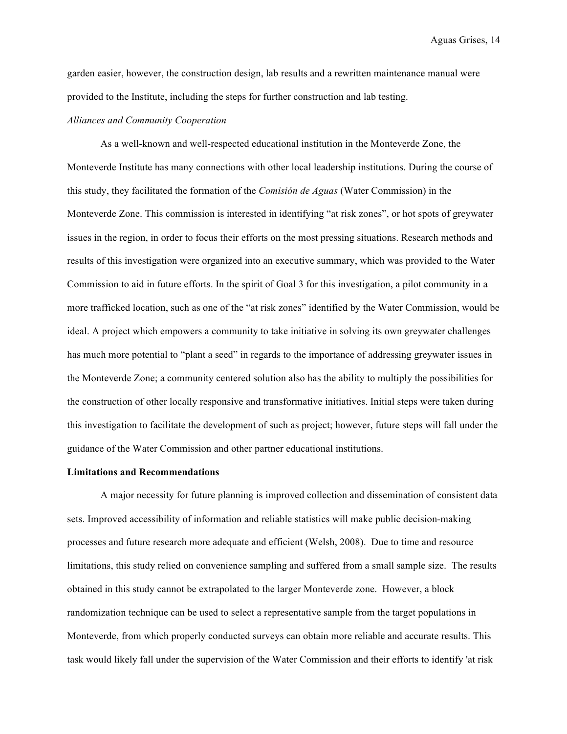garden easier, however, the construction design, lab results and a rewritten maintenance manual were provided to the Institute, including the steps for further construction and lab testing.

*Alliances and Community Cooperation*

As a well-known and well-respected educational institution in the Monteverde Zone, the Monteverde Institute has many connections with other local leadership institutions. During the course of this study, they facilitated the formation of the *Comisión de Aguas* (Water Commission) in the Monteverde Zone. This commission is interested in identifying "at risk zones", or hot spots of greywater issues in the region, in order to focus their efforts on the most pressing situations. Research methods and results of this investigation were organized into an executive summary, which was provided to the Water Commission to aid in future efforts. In the spirit of Goal 3 for this investigation, a pilot community in a more trafficked location, such as one of the "at risk zones" identified by the Water Commission, would be ideal. A project which empowers a community to take initiative in solving its own greywater challenges has much more potential to "plant a seed" in regards to the importance of addressing greywater issues in the Monteverde Zone; a community centered solution also has the ability to multiply the possibilities for the construction of other locally responsive and transformative initiatives. Initial steps were taken during this investigation to facilitate the development of such as project; however, future steps will fall under the guidance of the Water Commission and other partner educational institutions.

**Limitations and Recommendations**

A major necessity for future planning is improved collection and dissemination of consistent data sets. Improved accessibility of information and reliable statistics will make public decision-making processes and future research more adequate and efficient (Welsh, 2008). Due to time and resource limitations, this study relied on convenience sampling and suffered from a small sample size. The results obtained in this study cannot be extrapolated to the larger Monteverde zone. However, a block randomization technique can be used to select a representative sample from the target populations in Monteverde, from which properly conducted surveys can obtain more reliable and accurate results. This task would likely fall under the supervision of the Water Commission and their efforts to identify 'at risk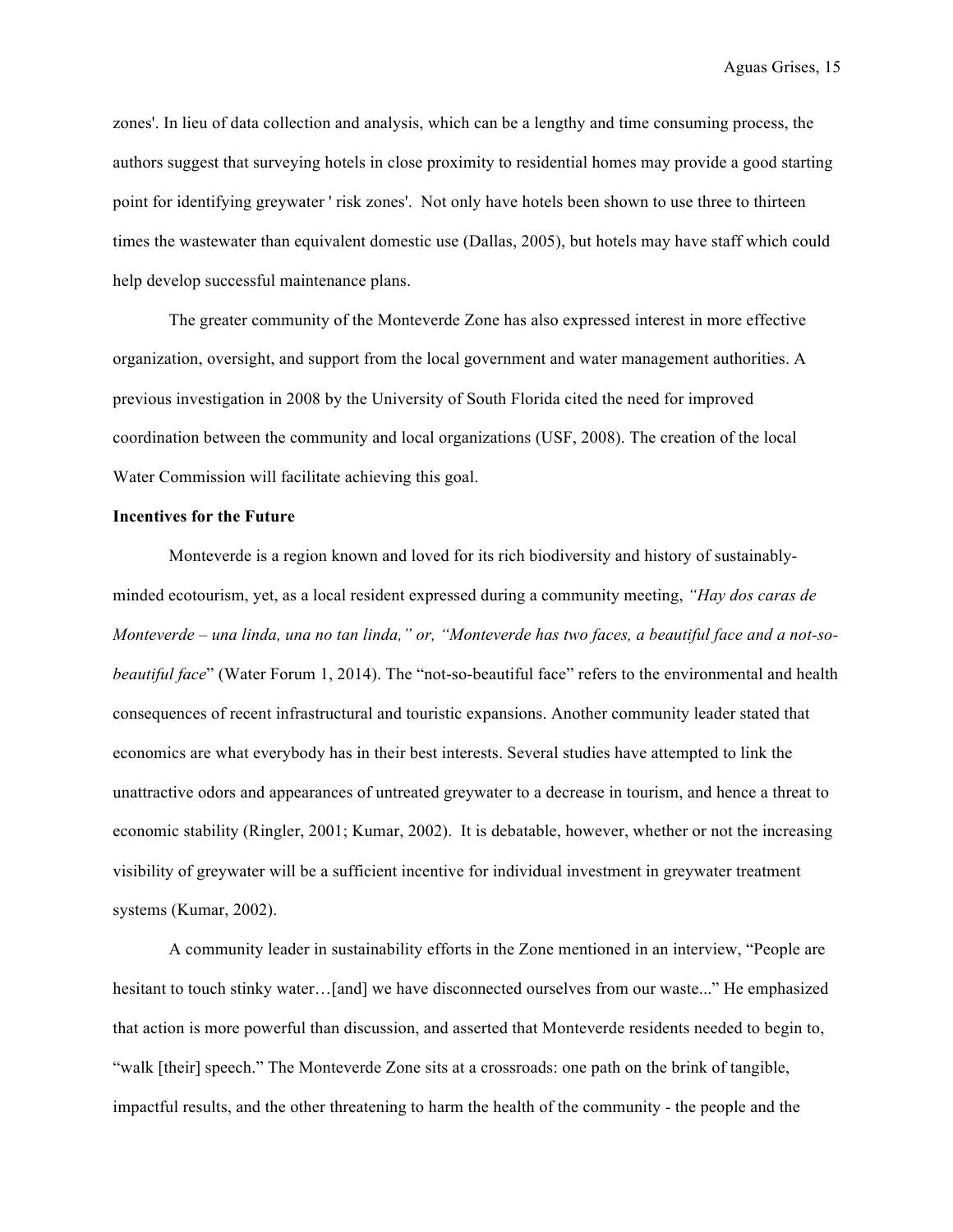zones'. In lieu of data collection and analysis, which can be a lengthy and time consuming process, the authors suggest that surveying hotels in close proximity to residential homes may provide a good starting point for identifying greywater ' risk zones'. Not only have hotels been shown to use three to thirteen times the wastewater than equivalent domestic use (Dallas, 2005), but hotels may have staff which could help develop successful maintenance plans.

The greater community of the Monteverde Zone has also expressed interest in more effective organization, oversight, and support from the local government and water management authorities. A previous investigation in 2008 by the University of South Florida cited the need for improved coordination between the community and local organizations (USF, 2008). The creation of the local Water Commission will facilitate achieving this goal.

**Incentives for the Future**

Monteverde is a region known and loved for its rich biodiversity and history of sustainably-minded ecotourism, yet, as a local resident expressed during a community meeting, *"Hay dos caras de Monteverde – una linda, una no tan linda," or, "Monteverde has two faces, a beautiful face and a not-so-beautiful face*" (Water Forum 1, 2014). The "not-so-beautiful face" refers to the environmental and health consequences of recent infrastructural and touristic expansions. Another community leader stated that economics are what everybody has in their best interests. Several studies have attempted to link the unattractive odors and appearances of untreated greywater to a decrease in tourism, and hence a threat to economic stability (Ringler, 2001; Kumar, 2002). It is debatable, however, whether or not the increasing visibility of greywater will be a sufficient incentive for individual investment in greywater treatment systems (Kumar, 2002).

A community leader in sustainability efforts in the Zone mentioned in an interview, "People are hesitant to touch stinky water…[and] we have disconnected ourselves from our waste..." He emphasized that action is more powerful than discussion, and asserted that Monteverde residents needed to begin to, "walk [their] speech." The Monteverde Zone sits at a crossroads: one path on the brink of tangible, impactful results, and the other threatening to harm the health of the community - the people and the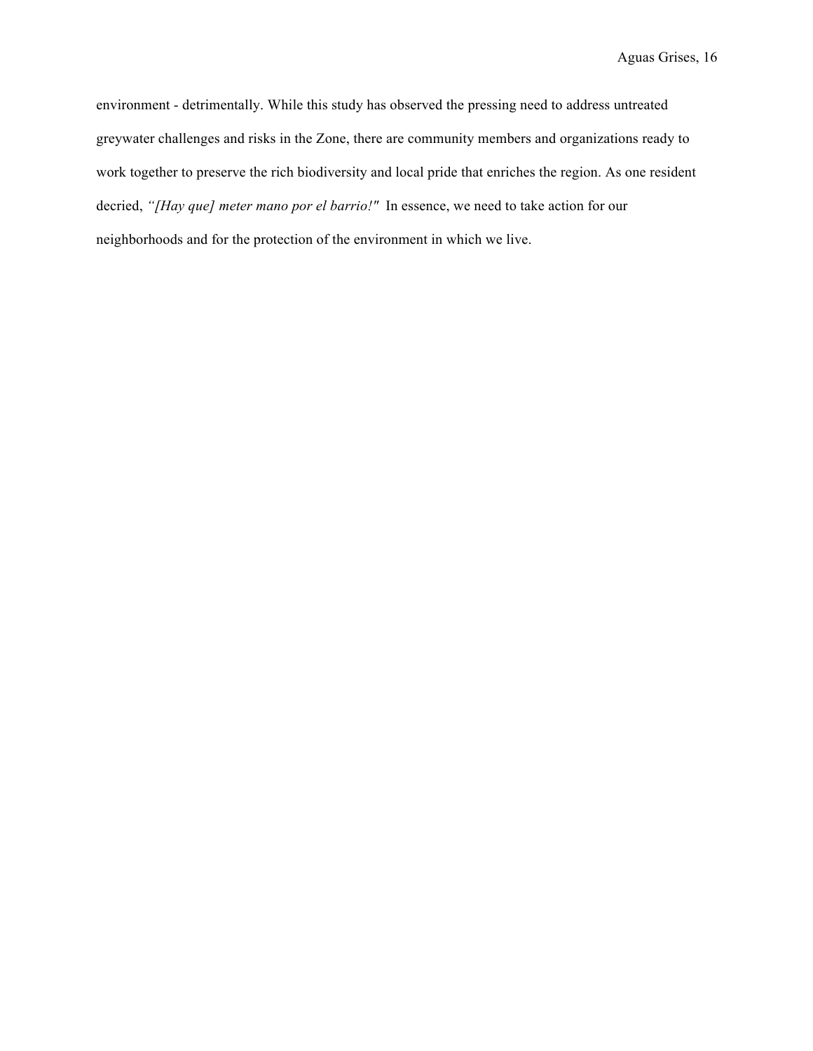environment - detrimentally. While this study has observed the pressing need to address untreated greywater challenges and risks in the Zone, there are community members and organizations ready to work together to preserve the rich biodiversity and local pride that enriches the region. As one resident decried, *"[Hay que] meter mano por el barrio!"* In essence, we need to take action for our neighborhoods and for the protection of the environment in which we live.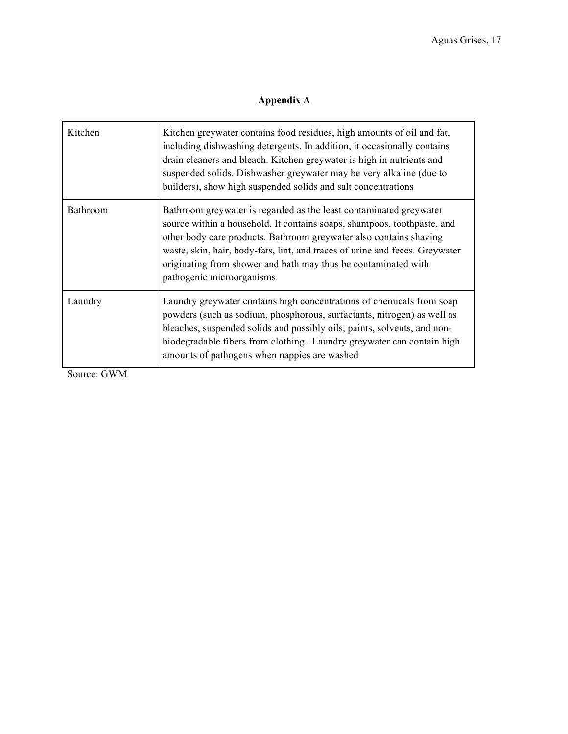## Appendix A

| | |
|---|---|
| Kitchen | Kitchen greywater contains food residues, high amounts of oil and fat, including dishwashing detergents. In addition, it occasionally contains drain cleaners and bleach. Kitchen greywater is high in nutrients and suspended solids. Dishwasher greywater may be very alkaline (due to builders), show high suspended solids and salt concentrations |
| Bathroom | Bathroom greywater is regarded as the least contaminated greywater source within a household. It contains soaps, shampoos, toothpaste, and other body care products. Bathroom greywater also contains shaving waste, skin, hair, body-fats, lint, and traces of urine and feces. Greywater originating from shower and bath may thus be contaminated with pathogenic microorganisms. |
| Laundry | Laundry greywater contains high concentrations of chemicals from soap powders (such as sodium, phosphorous, surfactants, nitrogen) as well as bleaches, suspended solids and possibly oils, paints, solvents, and non-biodegradable fibers from clothing. Laundry greywater can contain high amounts of pathogens when nappies are washed |

Source: GWM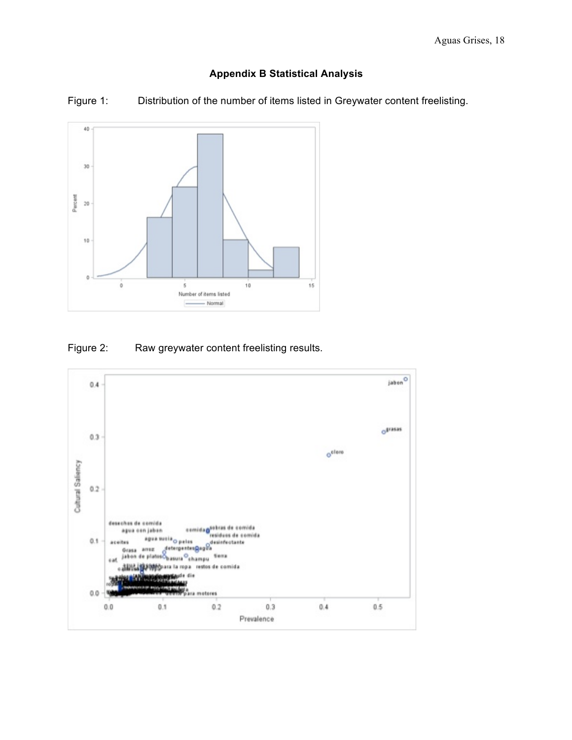## Appendix B Statistical Analysis

Figure 1: Distribution of the number of items listed in Greywater content freelisting.

Figure 2: Raw greywater content freelisting results.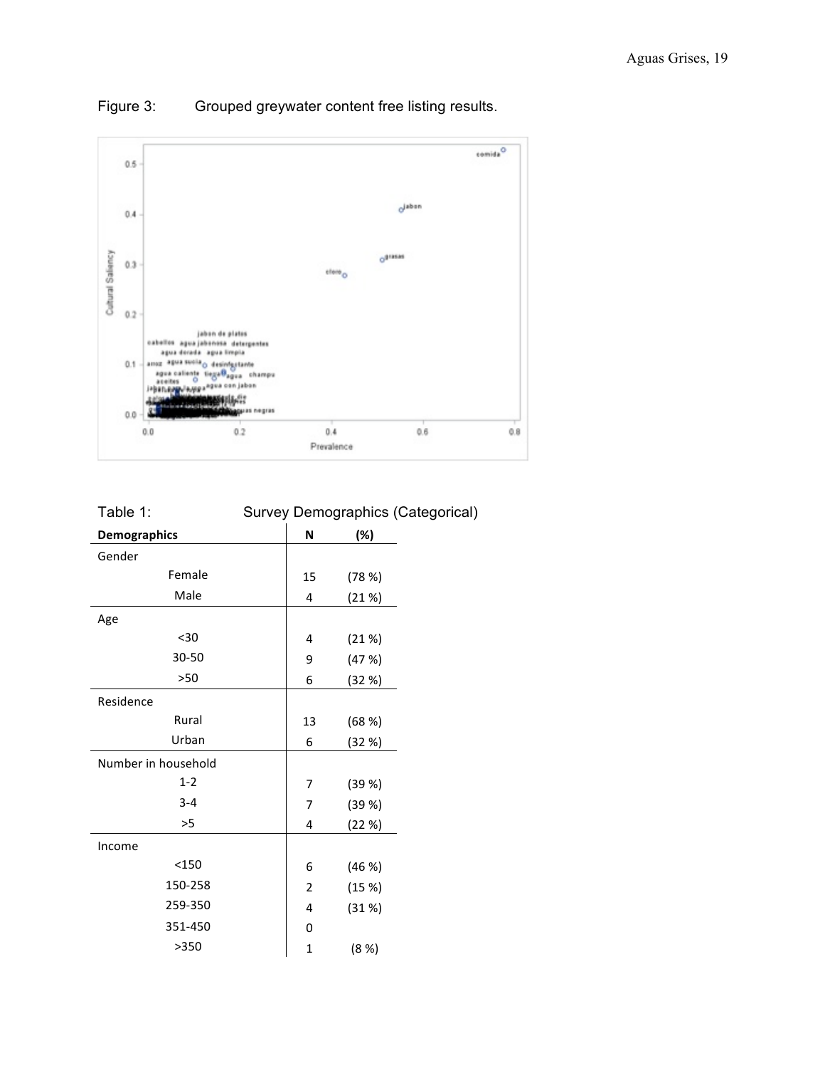Figure 3: Grouped greywater content free listing results.

Table 1: Survey Demographics (Categorical)

| Demographics | N | (%) |
|---|---|---|
| Gender | | |
| Female | 15 | (78 %) |
| Male | 4 | (21 %) |
| Age | | |
| <30 | 4 | (21 %) |
| 30-50 | 9 | (47 %) |
| >50 | 6 | (32 %) |
| Residence | | |
| Rural | 13 | (68 %) |
| Urban | 6 | (32 %) |
| Number in household | | |
| 1-2 | 7 | (39 %) |
| 3-4 | 7 | (39 %) |
| >5 | 4 | (22 %) |
| Income | | |
| <150 | 6 | (46 %) |
| 150-258 | 2 | (15 %) |
| 259-350 | 4 | (31 %) |
| 351-450 | 0 | |
| >350 | 1 | (8 %) |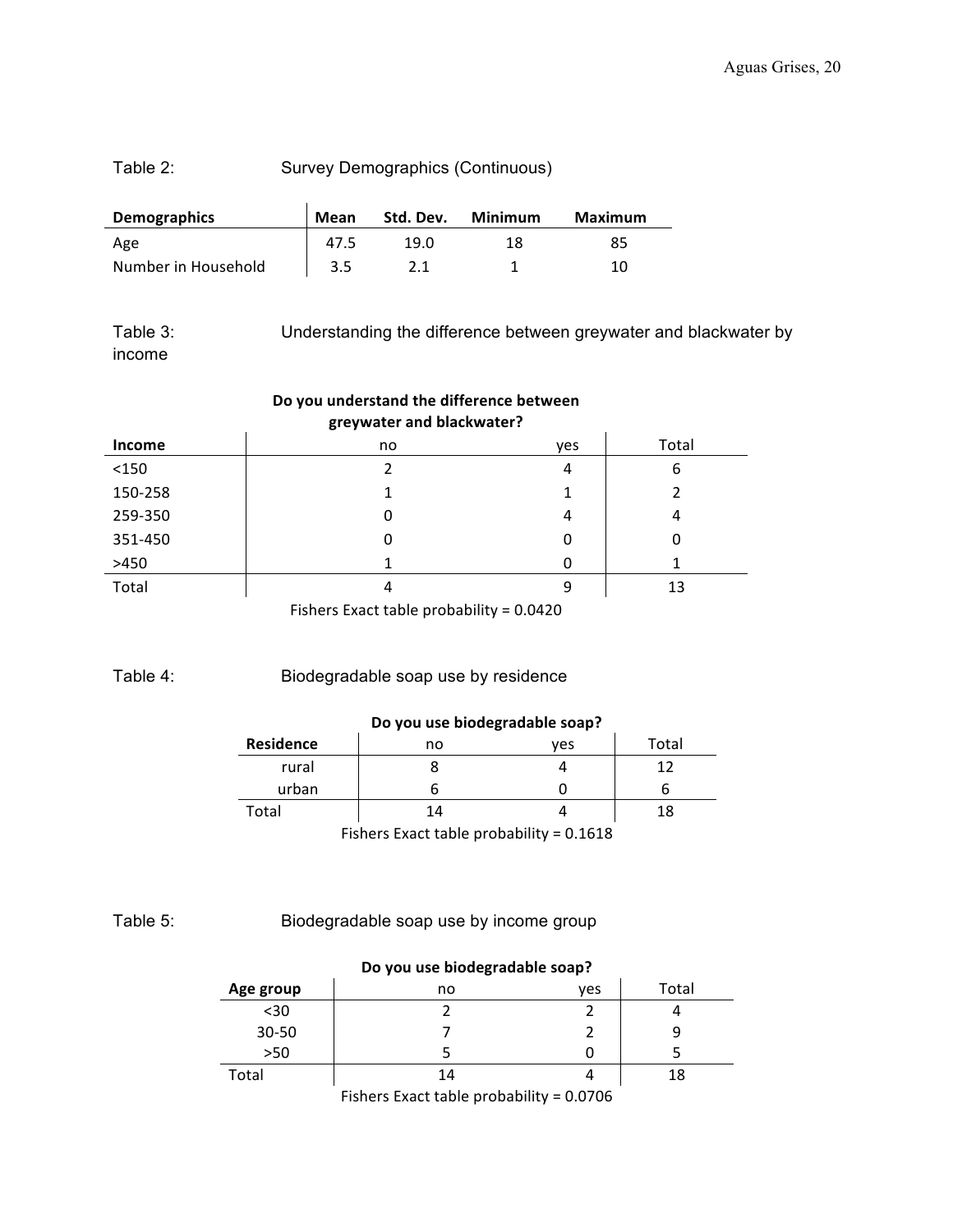Table 2: Survey Demographics (Continuous)

| Demographics | Mean | Std. Dev. | Minimum | Maximum |
|---|---|---|---|---|
| Age | 47.5 | 19.0 | 18 | 85 |
| Number in Household | 3.5 | 2.1 | 1 | 10 |

Table 3: Understanding the difference between greywater and blackwater by income

| | Do you understand the difference between greywater and blackwater? | | |
|---|---|---|---|
| **Income** | no | yes | Total |
| <150 | 2 | 4 | 6 |
| 150-258 | 1 | 1 | 2 |
| 259-350 | 0 | 4 | 4 |
| 351-450 | 0 | 0 | 0 |
| >450 | 1 | 0 | 1 |
| Total | 4 | 9 | 13 |

Fishers Exact table probability = 0.0420

Table 4: Biodegradable soap use by residence

| | Do you use biodegradable soap? | | |
|---|---|---|---|
| **Residence** | no | yes | Total |
| rural | 8 | 4 | 12 |
| urban | 6 | 0 | 6 |
| Total | 14 | 4 | 18 |

Fishers Exact table probability = 0.1618

Table 5: Biodegradable soap use by income group

| | Do you use biodegradable soap? | | |
|---|---|---|---|
| **Age group** | no | yes | Total |
| <30 | 2 | 2 | 4 |
| 30-50 | 7 | 2 | 9 |
| >50 | 5 | 0 | 5 |
| Total | 14 | 4 | 18 |

Fishers Exact table probability = 0.0706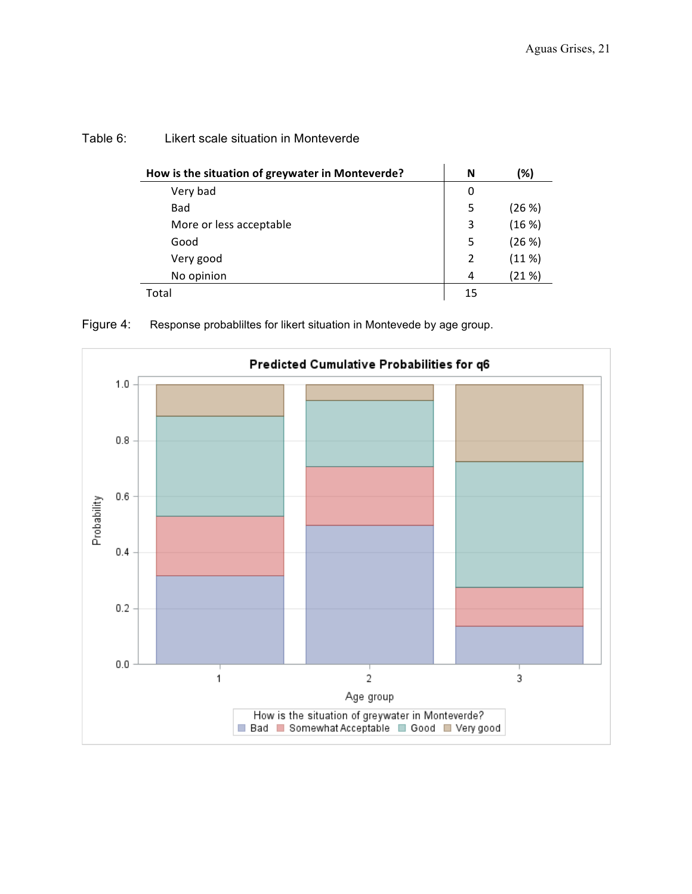Table 6: Likert scale situation in Monteverde

| How is the situation of greywater in Monteverde? | N | (%) |
|---|---|---|
| Very bad | 0 | |
| Bad | 5 | (26 %) |
| More or less acceptable | 3 | (16 %) |
| Good | 5 | (26 %) |
| Very good | 2 | (11 %) |
| No opinion | 4 | (21 %) |
| Total | 15 | |

Figure 4: Response probablilites for likert situation in Montevede by age group.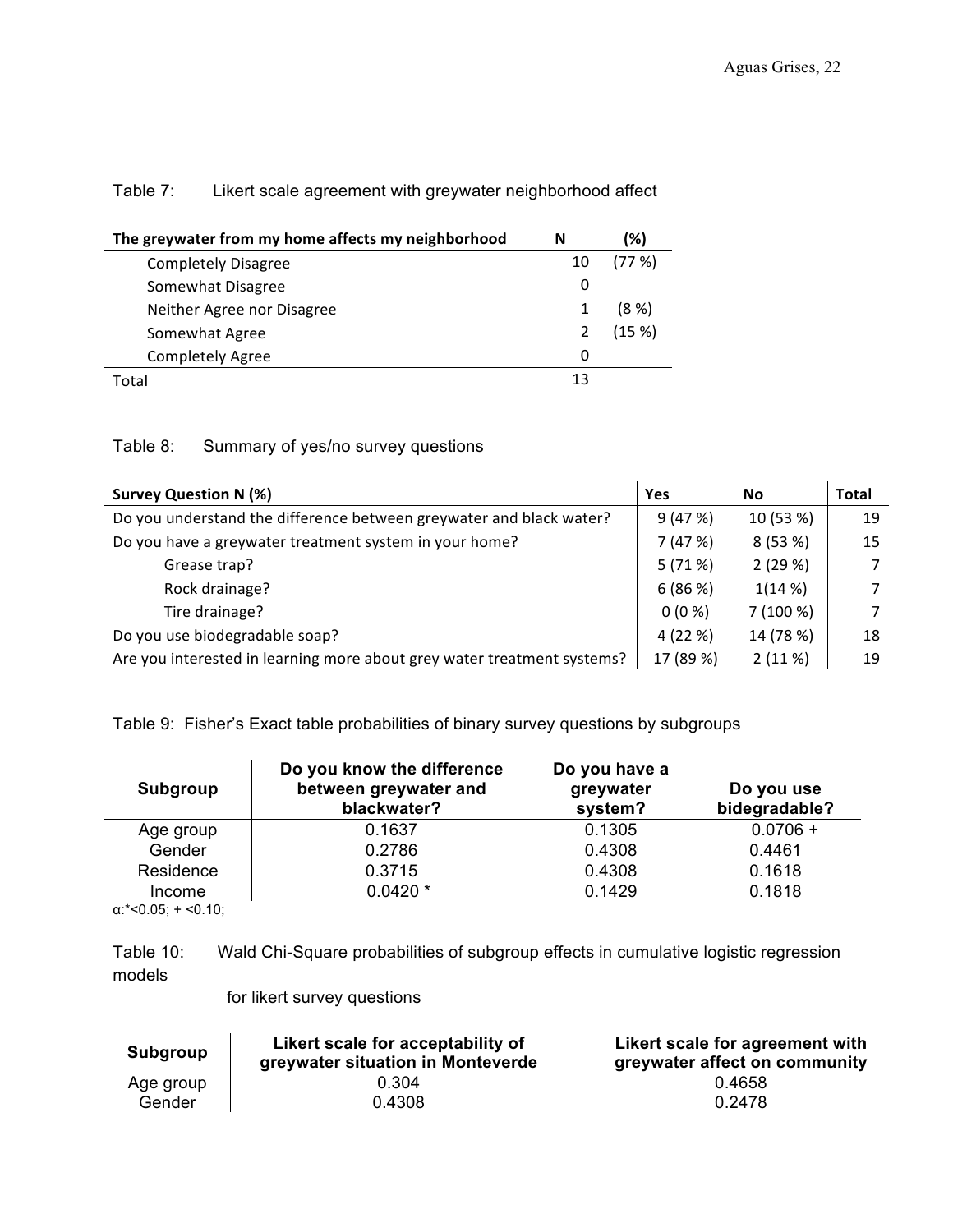Table 7: Likert scale agreement with greywater neighborhood affect

| The greywater from my home affects my neighborhood | N | (%) |
|---|---|---|
| Completely Disagree | 10 | (77 %) |
| Somewhat Disagree | 0 | |
| Neither Agree nor Disagree | 1 | (8 %) |
| Somewhat Agree | 2 | (15 %) |
| Completely Agree | 0 | |
| Total | 13 | |

Table 8: Summary of yes/no survey questions

| Survey Question N (%) | Yes | No | Total |
|---|---|---|---|
| Do you understand the difference between greywater and black water? | 9 (47 %) | 10 (53 %) | 19 |
| Do you have a greywater treatment system in your home? | 7 (47 %) | 8 (53 %) | 15 |
| Grease trap? | 5 (71 %) | 2 (29 %) | 7 |
| Rock drainage? | 6 (86 %) | 1(14 %) | 7 |
| Tire drainage? | 0 (0 %) | 7 (100 %) | 7 |
| Do you use biodegradable soap? | 4 (22 %) | 14 (78 %) | 18 |
| Are you interested in learning more about grey water treatment systems? | 17 (89 %) | 2 (11 %) | 19 |

Table 9: Fisher's Exact table probabilities of binary survey questions by subgroups

| Subgroup | Do you know the difference between greywater and blackwater? | Do you have a greywater system? | Do you use bidegradable? |
|---|---|---|---|
| Age group | 0.1637 | 0.1305 | 0.0706 + |
| Gender | 0.2786 | 0.4308 | 0.4461 |
| Residence | 0.3715 | 0.4308 | 0.1618 |
| Income | 0.0420 * | 0.1429 | 0.1818 |

α:*<0.05; + <0.10;

Table 10: Wald Chi-Square probabilities of subgroup effects in cumulative logistic regression models for likert survey questions

| Subgroup | Likert scale for acceptability of greywater situation in Monteverde | Likert scale for agreement with greywater affect on community |
|---|---|---|
| Age group | 0.304 | 0.4658 |
| Gender | 0.4308 | 0.2478 |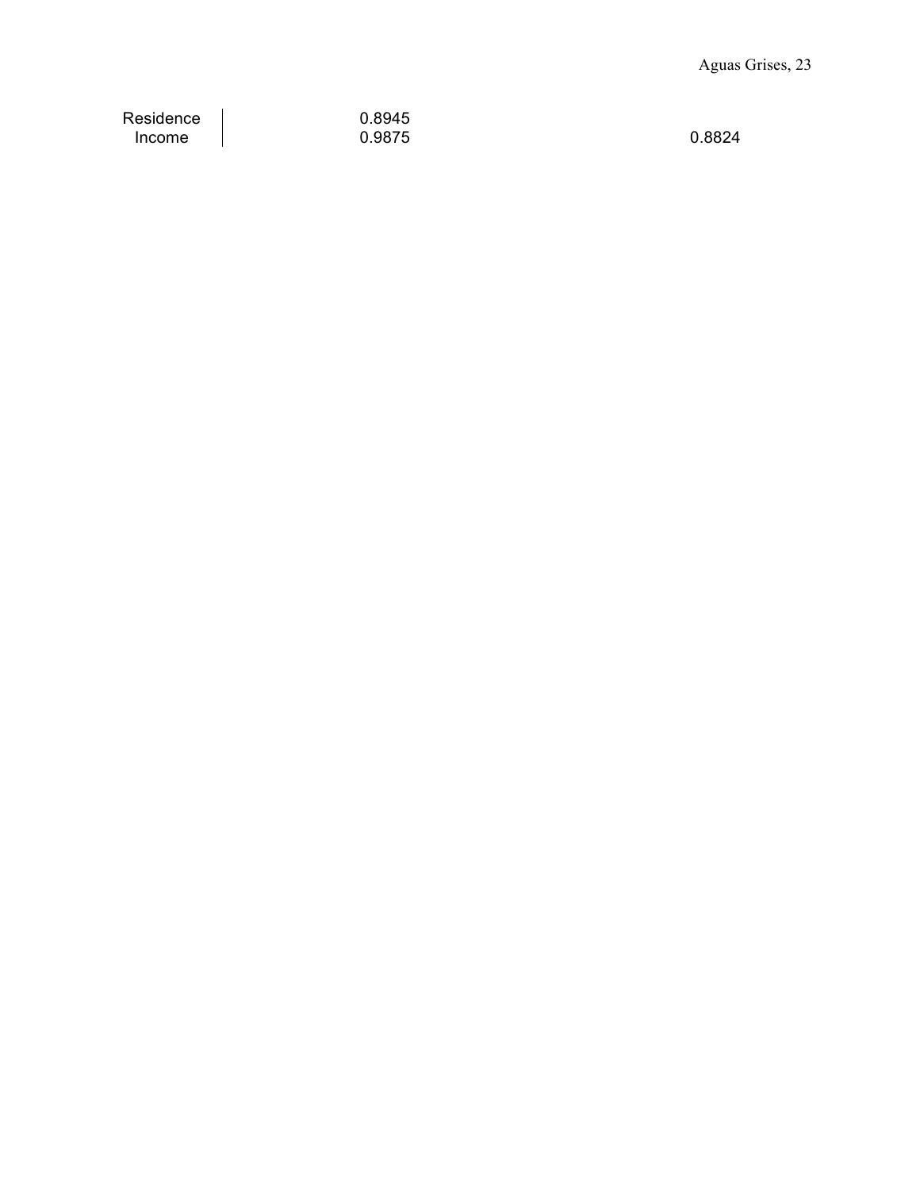| | | |
|---|---|---|
| Residence | 0.8945 | |
| Income | 0.9875 | 0.8824 |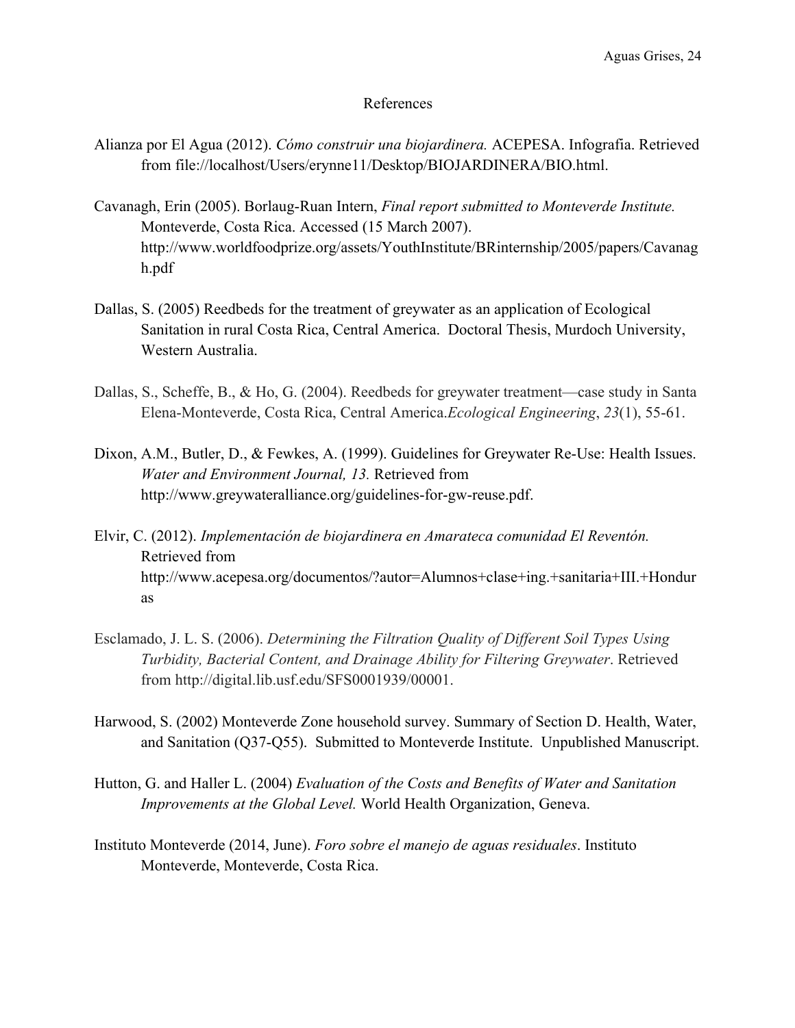## References

Alianza por El Agua (2012). *Cómo construir una biojardinera.* ACEPESA. Infografia. Retrieved from file://localhost/Users/erynne11/Desktop/BIOJARDINERA/BIO.html.

Cavanagh, Erin (2005). Borlaug-Ruan Intern, *Final report submitted to Monteverde Institute.* Monteverde, Costa Rica. Accessed (15 March 2007). http://www.worldfoodprize.org/assets/YouthInstitute/BRinternship/2005/papers/Cavanagh.pdf

Dallas, S. (2005) Reedbeds for the treatment of greywater as an application of Ecological Sanitation in rural Costa Rica, Central America. Doctoral Thesis, Murdoch University, Western Australia.

Dallas, S., Scheffe, B., & Ho, G. (2004). Reedbeds for greywater treatment—case study in Santa Elena-Monteverde, Costa Rica, Central America.*Ecological Engineering*, *23*(1), 55-61.

Dixon, A.M., Butler, D., & Fewkes, A. (1999). Guidelines for Greywater Re-Use: Health Issues. *Water and Environment Journal, 13.* Retrieved from http://www.greywateralliance.org/guidelines-for-gw-reuse.pdf.

Elvir, C. (2012). *Implementación de biojardinera en Amarateca comunidad El Reventón.* Retrieved from http://www.acepesa.org/documentos/?autor=Alumnos+clase+ing.+sanitaria+III.+Honduras

Esclamado, J. L. S. (2006). *Determining the Filtration Quality of Different Soil Types Using Turbidity, Bacterial Content, and Drainage Ability for Filtering Greywater*. Retrieved from http://digital.lib.usf.edu/SFS0001939/00001.

Harwood, S. (2002) Monteverde Zone household survey. Summary of Section D. Health, Water, and Sanitation (Q37-Q55). Submitted to Monteverde Institute. Unpublished Manuscript.

Hutton, G. and Haller L. (2004) *Evaluation of the Costs and Benefits of Water and Sanitation Improvements at the Global Level.* World Health Organization, Geneva.

Instituto Monteverde (2014, June). *Foro sobre el manejo de aguas residuales*. Instituto Monteverde, Monteverde, Costa Rica.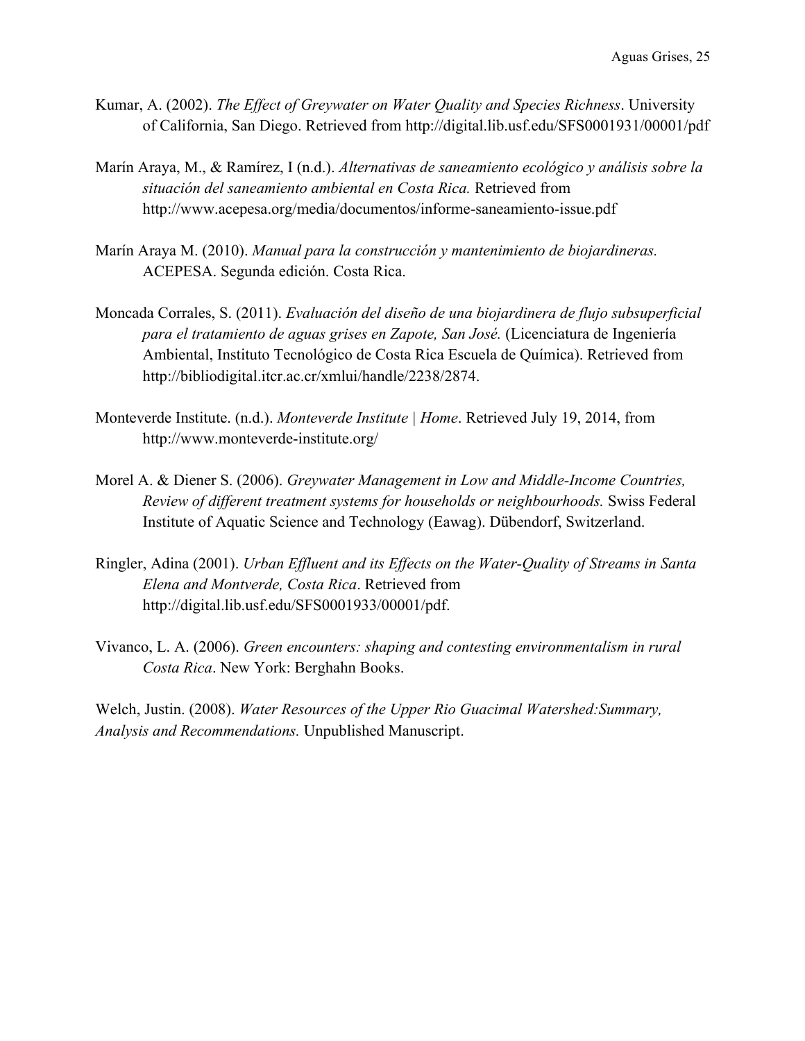Kumar, A. (2002). *The Effect of Greywater on Water Quality and Species Richness*. University of California, San Diego. Retrieved from http://digital.lib.usf.edu/SFS0001931/00001/pdf

Marín Araya, M., & Ramírez, I (n.d.). *Alternativas de saneamiento ecológico y análisis sobre la situación del saneamiento ambiental en Costa Rica.* Retrieved from http://www.acepesa.org/media/documentos/informe-saneamiento-issue.pdf

Marín Araya M. (2010). *Manual para la construcción y mantenimiento de biojardineras.* ACEPESA. Segunda edición. Costa Rica.

Moncada Corrales, S. (2011). *Evaluación del diseño de una biojardinera de flujo subsuperficial para el tratamiento de aguas grises en Zapote, San José.* (Licenciatura de Ingeniería Ambiental, Instituto Tecnológico de Costa Rica Escuela de Química). Retrieved from http://bibliodigital.itcr.ac.cr/xmlui/handle/2238/2874.

Monteverde Institute. (n.d.). *Monteverde Institute | Home*. Retrieved July 19, 2014, from http://www.monteverde-institute.org/

Morel A. & Diener S. (2006). *Greywater Management in Low and Middle-Income Countries, Review of different treatment systems for households or neighbourhoods.* Swiss Federal Institute of Aquatic Science and Technology (Eawag). Dübendorf, Switzerland.

Ringler, Adina (2001). *Urban Effluent and its Effects on the Water-Quality of Streams in Santa Elena and Montverde, Costa Rica*. Retrieved from http://digital.lib.usf.edu/SFS0001933/00001/pdf.

Vivanco, L. A. (2006). *Green encounters: shaping and contesting environmentalism in rural Costa Rica*. New York: Berghahn Books.

Welch, Justin. (2008). *Water Resources of the Upper Rio Guacimal Watershed:Summary, Analysis and Recommendations.* Unpublished Manuscript.